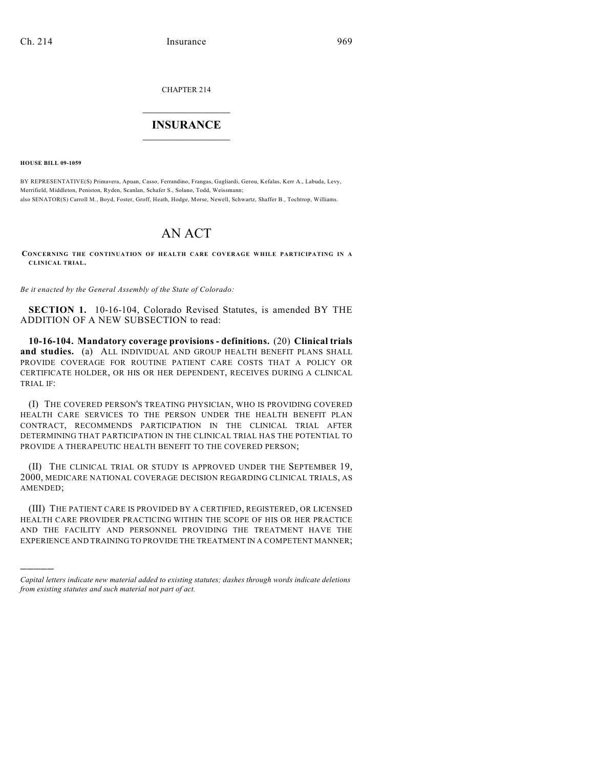CHAPTER 214

# INSURANCE

**HOUSE BILL 09-1059**

BY REPRESENTATIVE(S) Primavera, Apuan, Casso, Ferrandino, Frangas, Gagliardi, Gerou, Kefalas, Kerr A., Labuda, Levy, Merrifield, Middleton, Peniston, Ryden, Scanlan, Schafer S., Solano, Todd, Weissmann;
also SENATOR(S) Carroll M., Boyd, Foster, Groff, Heath, Hodge, Morse, Newell, Schwartz, Shaffer B., Tochtrop, Williams.

# AN ACT

**CONCERNING THE CONTINUATION OF HEALTH CARE COVERAGE WHILE PARTICIPATING IN A CLINICAL TRIAL.**

*Be it enacted by the General Assembly of the State of Colorado:*

**SECTION 1.** 10-16-104, Colorado Revised Statutes, is amended BY THE ADDITION OF A NEW SUBSECTION to read:

**10-16-104. Mandatory coverage provisions - definitions.** (20) **Clinical trials and studies.** (a) ALL INDIVIDUAL AND GROUP HEALTH BENEFIT PLANS SHALL PROVIDE COVERAGE FOR ROUTINE PATIENT CARE COSTS THAT A POLICY OR CERTIFICATE HOLDER, OR HIS OR HER DEPENDENT, RECEIVES DURING A CLINICAL TRIAL IF:

(I) THE COVERED PERSON'S TREATING PHYSICIAN, WHO IS PROVIDING COVERED HEALTH CARE SERVICES TO THE PERSON UNDER THE HEALTH BENEFIT PLAN CONTRACT, RECOMMENDS PARTICIPATION IN THE CLINICAL TRIAL AFTER DETERMINING THAT PARTICIPATION IN THE CLINICAL TRIAL HAS THE POTENTIAL TO PROVIDE A THERAPEUTIC HEALTH BENEFIT TO THE COVERED PERSON;

(II) THE CLINICAL TRIAL OR STUDY IS APPROVED UNDER THE SEPTEMBER 19, 2000, MEDICARE NATIONAL COVERAGE DECISION REGARDING CLINICAL TRIALS, AS AMENDED;

(III) THE PATIENT CARE IS PROVIDED BY A CERTIFIED, REGISTERED, OR LICENSED HEALTH CARE PROVIDER PRACTICING WITHIN THE SCOPE OF HIS OR HER PRACTICE AND THE FACILITY AND PERSONNEL PROVIDING THE TREATMENT HAVE THE EXPERIENCE AND TRAINING TO PROVIDE THE TREATMENT IN A COMPETENT MANNER;

---

*Capital letters indicate new material added to existing statutes; dashes through words indicate deletions from existing statutes and such material not part of act.*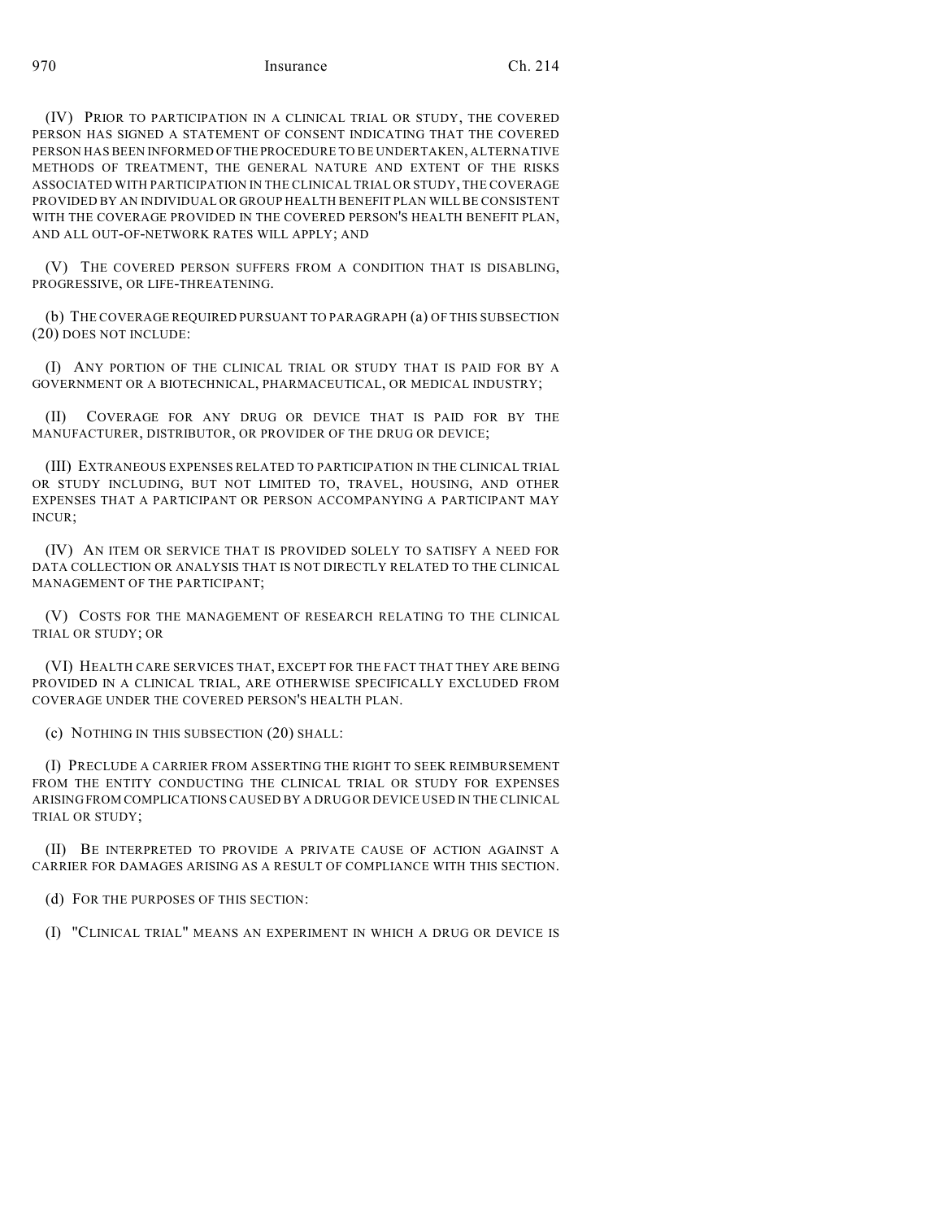(IV) PRIOR TO PARTICIPATION IN A CLINICAL TRIAL OR STUDY, THE COVERED PERSON HAS SIGNED A STATEMENT OF CONSENT INDICATING THAT THE COVERED PERSON HAS BEEN INFORMED OF THE PROCEDURE TO BE UNDERTAKEN, ALTERNATIVE METHODS OF TREATMENT, THE GENERAL NATURE AND EXTENT OF THE RISKS ASSOCIATED WITH PARTICIPATION IN THE CLINICAL TRIAL OR STUDY, THE COVERAGE PROVIDED BY AN INDIVIDUAL OR GROUP HEALTH BENEFIT PLAN WILL BE CONSISTENT WITH THE COVERAGE PROVIDED IN THE COVERED PERSON'S HEALTH BENEFIT PLAN, AND ALL OUT-OF-NETWORK RATES WILL APPLY; AND

(V) THE COVERED PERSON SUFFERS FROM A CONDITION THAT IS DISABLING, PROGRESSIVE, OR LIFE-THREATENING.

(b) THE COVERAGE REQUIRED PURSUANT TO PARAGRAPH (a) OF THIS SUBSECTION (20) DOES NOT INCLUDE:

(I) ANY PORTION OF THE CLINICAL TRIAL OR STUDY THAT IS PAID FOR BY A GOVERNMENT OR A BIOTECHNICAL, PHARMACEUTICAL, OR MEDICAL INDUSTRY;

(II) COVERAGE FOR ANY DRUG OR DEVICE THAT IS PAID FOR BY THE MANUFACTURER, DISTRIBUTOR, OR PROVIDER OF THE DRUG OR DEVICE;

(III) EXTRANEOUS EXPENSES RELATED TO PARTICIPATION IN THE CLINICAL TRIAL OR STUDY INCLUDING, BUT NOT LIMITED TO, TRAVEL, HOUSING, AND OTHER EXPENSES THAT A PARTICIPANT OR PERSON ACCOMPANYING A PARTICIPANT MAY INCUR;

(IV) AN ITEM OR SERVICE THAT IS PROVIDED SOLELY TO SATISFY A NEED FOR DATA COLLECTION OR ANALYSIS THAT IS NOT DIRECTLY RELATED TO THE CLINICAL MANAGEMENT OF THE PARTICIPANT;

(V) COSTS FOR THE MANAGEMENT OF RESEARCH RELATING TO THE CLINICAL TRIAL OR STUDY; OR

(VI) HEALTH CARE SERVICES THAT, EXCEPT FOR THE FACT THAT THEY ARE BEING PROVIDED IN A CLINICAL TRIAL, ARE OTHERWISE SPECIFICALLY EXCLUDED FROM COVERAGE UNDER THE COVERED PERSON'S HEALTH PLAN.

(c) NOTHING IN THIS SUBSECTION (20) SHALL:

(I) PRECLUDE A CARRIER FROM ASSERTING THE RIGHT TO SEEK REIMBURSEMENT FROM THE ENTITY CONDUCTING THE CLINICAL TRIAL OR STUDY FOR EXPENSES ARISING FROM COMPLICATIONS CAUSED BY A DRUG OR DEVICE USED IN THE CLINICAL TRIAL OR STUDY;

(II) BE INTERPRETED TO PROVIDE A PRIVATE CAUSE OF ACTION AGAINST A CARRIER FOR DAMAGES ARISING AS A RESULT OF COMPLIANCE WITH THIS SECTION.

(d) FOR THE PURPOSES OF THIS SECTION:

(I) "CLINICAL TRIAL" MEANS AN EXPERIMENT IN WHICH A DRUG OR DEVICE IS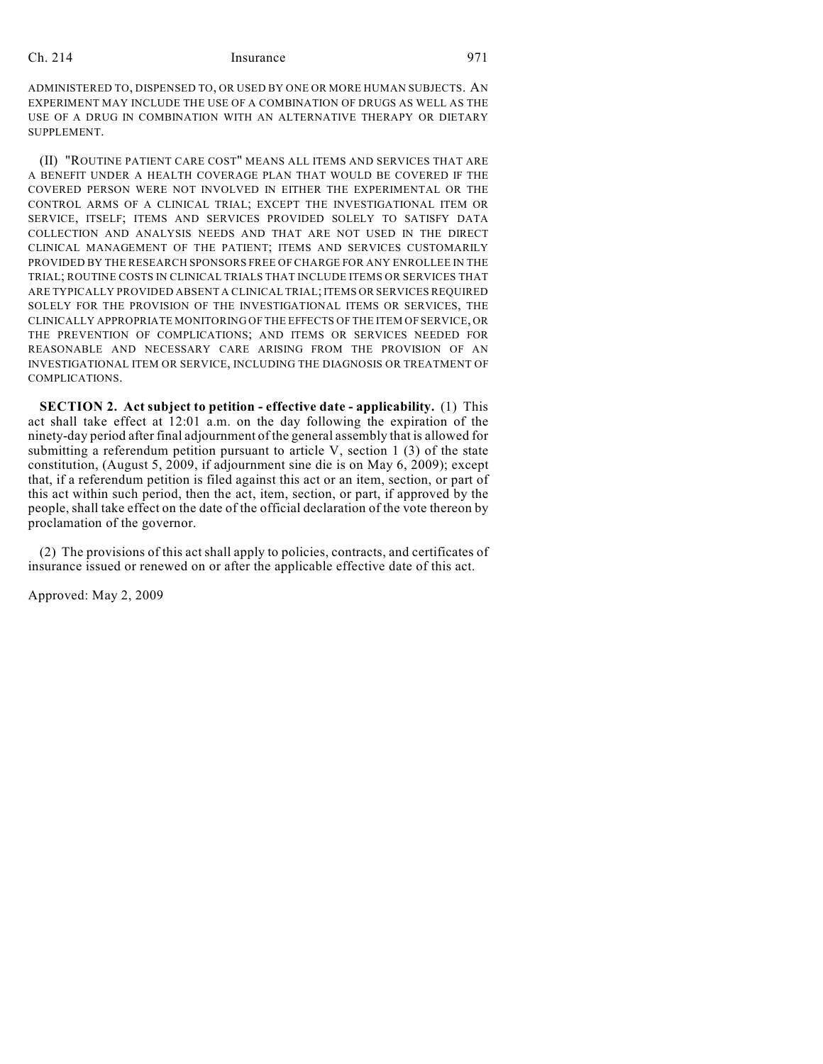ADMINISTERED TO, DISPENSED TO, OR USED BY ONE OR MORE HUMAN SUBJECTS. AN EXPERIMENT MAY INCLUDE THE USE OF A COMBINATION OF DRUGS AS WELL AS THE USE OF A DRUG IN COMBINATION WITH AN ALTERNATIVE THERAPY OR DIETARY SUPPLEMENT.

(II) "ROUTINE PATIENT CARE COST" MEANS ALL ITEMS AND SERVICES THAT ARE A BENEFIT UNDER A HEALTH COVERAGE PLAN THAT WOULD BE COVERED IF THE COVERED PERSON WERE NOT INVOLVED IN EITHER THE EXPERIMENTAL OR THE CONTROL ARMS OF A CLINICAL TRIAL; EXCEPT THE INVESTIGATIONAL ITEM OR SERVICE, ITSELF; ITEMS AND SERVICES PROVIDED SOLELY TO SATISFY DATA COLLECTION AND ANALYSIS NEEDS AND THAT ARE NOT USED IN THE DIRECT CLINICAL MANAGEMENT OF THE PATIENT; ITEMS AND SERVICES CUSTOMARILY PROVIDED BY THE RESEARCH SPONSORS FREE OF CHARGE FOR ANY ENROLLEE IN THE TRIAL; ROUTINE COSTS IN CLINICAL TRIALS THAT INCLUDE ITEMS OR SERVICES THAT ARE TYPICALLY PROVIDED ABSENT A CLINICAL TRIAL; ITEMS OR SERVICES REQUIRED SOLELY FOR THE PROVISION OF THE INVESTIGATIONAL ITEMS OR SERVICES, THE CLINICALLY APPROPRIATE MONITORING OF THE EFFECTS OF THE ITEM OF SERVICE, OR THE PREVENTION OF COMPLICATIONS; AND ITEMS OR SERVICES NEEDED FOR REASONABLE AND NECESSARY CARE ARISING FROM THE PROVISION OF AN INVESTIGATIONAL ITEM OR SERVICE, INCLUDING THE DIAGNOSIS OR TREATMENT OF COMPLICATIONS.

**SECTION 2. Act subject to petition - effective date - applicability.** (1) This act shall take effect at 12:01 a.m. on the day following the expiration of the ninety-day period after final adjournment of the general assembly that is allowed for submitting a referendum petition pursuant to article V, section 1 (3) of the state constitution, (August 5, 2009, if adjournment sine die is on May 6, 2009); except that, if a referendum petition is filed against this act or an item, section, or part of this act within such period, then the act, item, section, or part, if approved by the people, shall take effect on the date of the official declaration of the vote thereon by proclamation of the governor.

(2) The provisions of this act shall apply to policies, contracts, and certificates of insurance issued or renewed on or after the applicable effective date of this act.

Approved: May 2, 2009